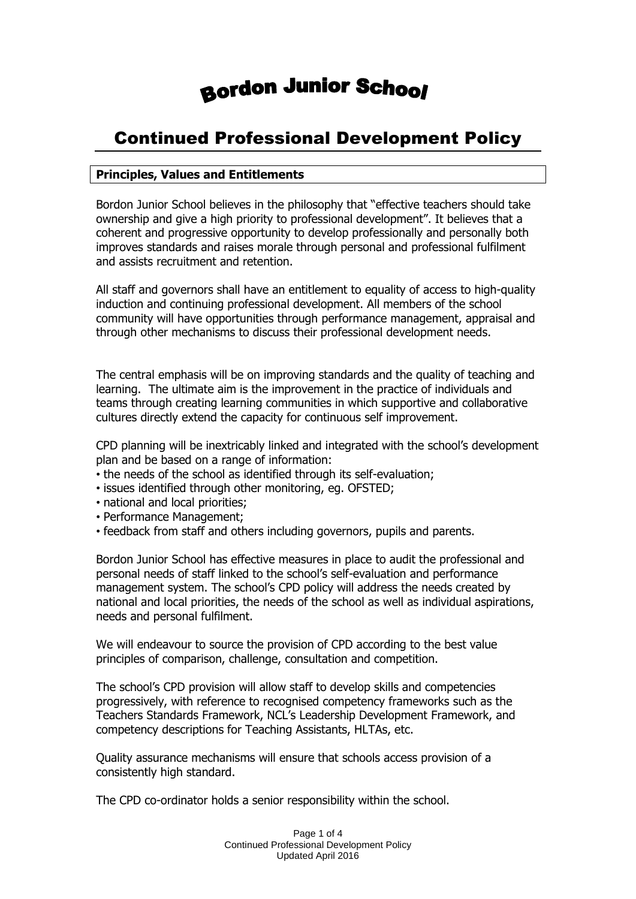# Bordon Junior School

## Continued Professional Development Policy

### Principles, Values and Entitlements

Bordon Junior School believes in the philosophy that "effective teachers should take ownership and give a high priority to professional development". It believes that a coherent and progressive opportunity to develop professionally and personally both improves standards and raises morale through personal and professional fulfilment and assists recruitment and retention.

All staff and governors shall have an entitlement to equality of access to high-quality induction and continuing professional development. All members of the school community will have opportunities through performance management, appraisal and through other mechanisms to discuss their professional development needs.

The central emphasis will be on improving standards and the quality of teaching and learning. The ultimate aim is the improvement in the practice of individuals and teams through creating learning communities in which supportive and collaborative cultures directly extend the capacity for continuous self improvement.

CPD planning will be inextricably linked and integrated with the school's development plan and be based on a range of information:

- the needs of the school as identified through its self-evaluation;
- issues identified through other monitoring, eg. OFSTED;
- national and local priorities;
- Performance Management;
- feedback from staff and others including governors, pupils and parents.

Bordon Junior School has effective measures in place to audit the professional and personal needs of staff linked to the school's self-evaluation and performance management system. The school's CPD policy will address the needs created by national and local priorities, the needs of the school as well as individual aspirations, needs and personal fulfilment.

We will endeavour to source the provision of CPD according to the best value principles of comparison, challenge, consultation and competition.

The school's CPD provision will allow staff to develop skills and competencies progressively, with reference to recognised competency frameworks such as the Teachers Standards Framework, NCL's Leadership Development Framework, and competency descriptions for Teaching Assistants, HLTAs, etc.

Quality assurance mechanisms will ensure that schools access provision of a consistently high standard.

The CPD co-ordinator holds a senior responsibility within the school.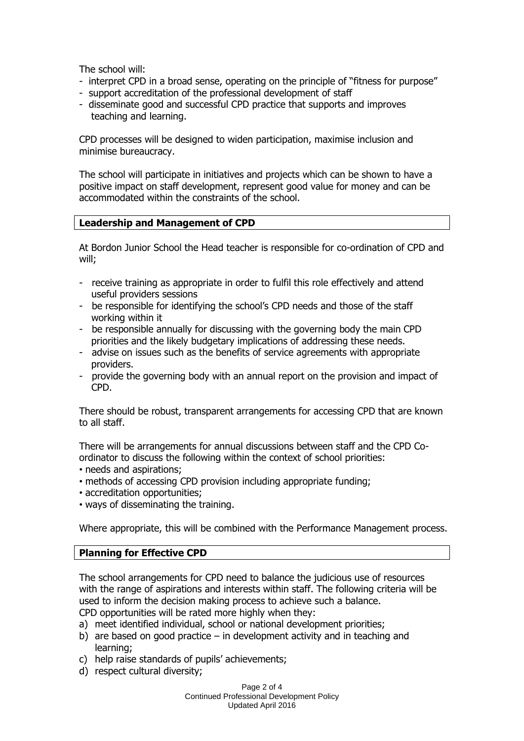The school will:

- interpret CPD in a broad sense, operating on the principle of "fitness for purpose"
- support accreditation of the professional development of staff
- disseminate good and successful CPD practice that supports and improves teaching and learning.

CPD processes will be designed to widen participation, maximise inclusion and minimise bureaucracy.

The school will participate in initiatives and projects which can be shown to have a positive impact on staff development, represent good value for money and can be accommodated within the constraints of the school.

## Leadership and Management of CPD

At Bordon Junior School the Head teacher is responsible for co-ordination of CPD and will;

- receive training as appropriate in order to fulfil this role effectively and attend useful providers sessions
- be responsible for identifying the school's CPD needs and those of the staff working within it
- be responsible annually for discussing with the governing body the main CPD priorities and the likely budgetary implications of addressing these needs.
- advise on issues such as the benefits of service agreements with appropriate providers.
- provide the governing body with an annual report on the provision and impact of CPD.

There should be robust, transparent arrangements for accessing CPD that are known to all staff.

There will be arrangements for annual discussions between staff and the CPD Co-ordinator to discuss the following within the context of school priorities:

- needs and aspirations;
- methods of accessing CPD provision including appropriate funding;
- accreditation opportunities;
- ways of disseminating the training.

Where appropriate, this will be combined with the Performance Management process.

## Planning for Effective CPD

The school arrangements for CPD need to balance the judicious use of resources with the range of aspirations and interests within staff. The following criteria will be used to inform the decision making process to achieve such a balance.
CPD opportunities will be rated more highly when they:

a) meet identified individual, school or national development priorities;
b) are based on good practice – in development activity and in teaching and learning;
c) help raise standards of pupils' achievements;
d) respect cultural diversity;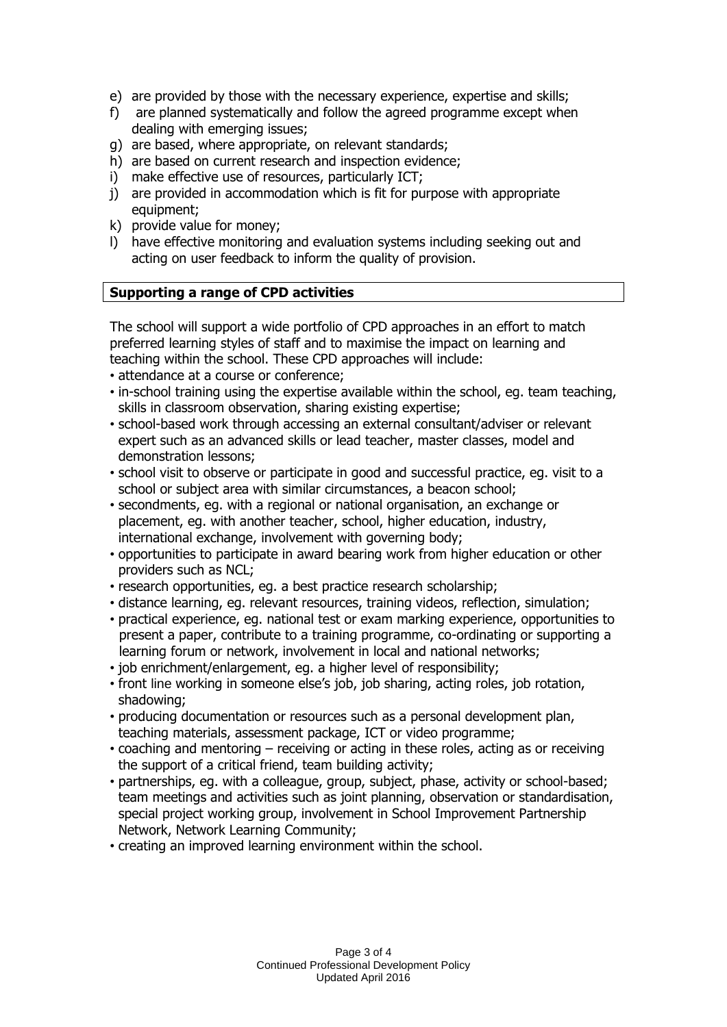e) are provided by those with the necessary experience, expertise and skills;
f) are planned systematically and follow the agreed programme except when dealing with emerging issues;
g) are based, where appropriate, on relevant standards;
h) are based on current research and inspection evidence;
i) make effective use of resources, particularly ICT;
j) are provided in accommodation which is fit for purpose with appropriate equipment;
k) provide value for money;
l) have effective monitoring and evaluation systems including seeking out and acting on user feedback to inform the quality of provision.

**Supporting a range of CPD activities**

The school will support a wide portfolio of CPD approaches in an effort to match preferred learning styles of staff and to maximise the impact on learning and teaching within the school. These CPD approaches will include:

- attendance at a course or conference;
- in-school training using the expertise available within the school, eg. team teaching, skills in classroom observation, sharing existing expertise;
- school-based work through accessing an external consultant/adviser or relevant expert such as an advanced skills or lead teacher, master classes, model and demonstration lessons;
- school visit to observe or participate in good and successful practice, eg. visit to a school or subject area with similar circumstances, a beacon school;
- secondments, eg. with a regional or national organisation, an exchange or placement, eg. with another teacher, school, higher education, industry, international exchange, involvement with governing body;
- opportunities to participate in award bearing work from higher education or other providers such as NCL;
- research opportunities, eg. a best practice research scholarship;
- distance learning, eg. relevant resources, training videos, reflection, simulation;
- practical experience, eg. national test or exam marking experience, opportunities to present a paper, contribute to a training programme, co-ordinating or supporting a learning forum or network, involvement in local and national networks;
- job enrichment/enlargement, eg. a higher level of responsibility;
- front line working in someone else's job, job sharing, acting roles, job rotation, shadowing;
- producing documentation or resources such as a personal development plan, teaching materials, assessment package, ICT or video programme;
- coaching and mentoring – receiving or acting in these roles, acting as or receiving the support of a critical friend, team building activity;
- partnerships, eg. with a colleague, group, subject, phase, activity or school-based; team meetings and activities such as joint planning, observation or standardisation, special project working group, involvement in School Improvement Partnership Network, Network Learning Community;
- creating an improved learning environment within the school.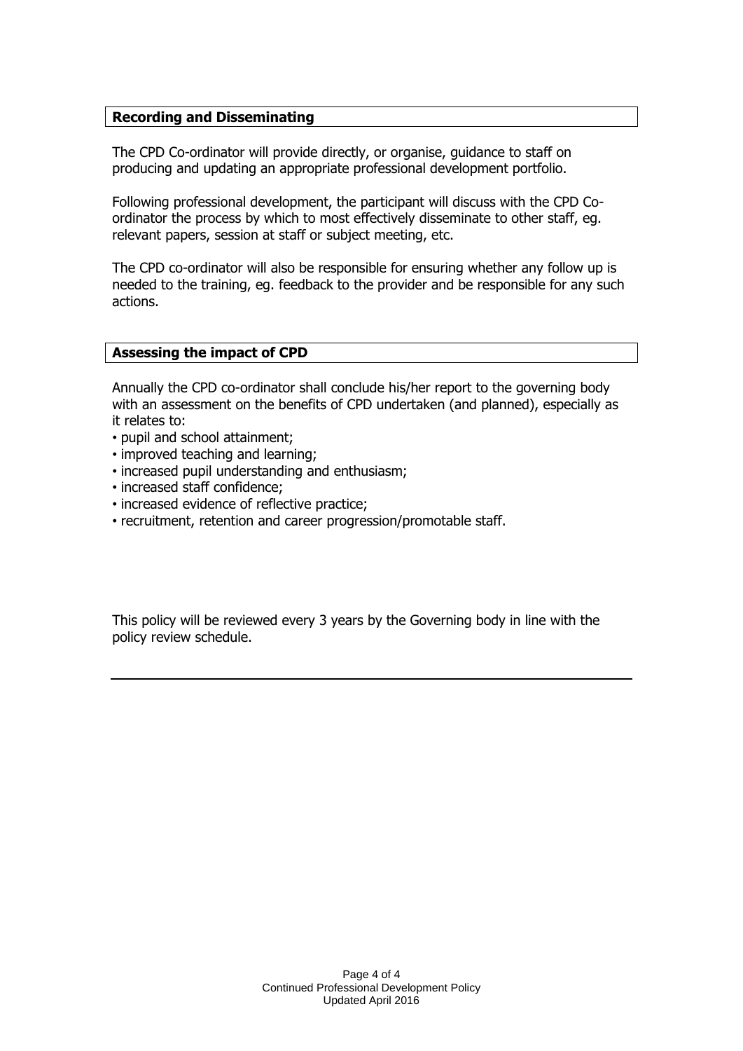## Recording and Disseminating

The CPD Co-ordinator will provide directly, or organise, guidance to staff on producing and updating an appropriate professional development portfolio.

Following professional development, the participant will discuss with the CPD Co-ordinator the process by which to most effectively disseminate to other staff, eg. relevant papers, session at staff or subject meeting, etc.

The CPD co-ordinator will also be responsible for ensuring whether any follow up is needed to the training, eg. feedback to the provider and be responsible for any such actions.

## Assessing the impact of CPD

Annually the CPD co-ordinator shall conclude his/her report to the governing body with an assessment on the benefits of CPD undertaken (and planned), especially as it relates to:

- pupil and school attainment;
- improved teaching and learning;
- increased pupil understanding and enthusiasm;
- increased staff confidence;
- increased evidence of reflective practice;
- recruitment, retention and career progression/promotable staff.

This policy will be reviewed every 3 years by the Governing body in line with the policy review schedule.

---